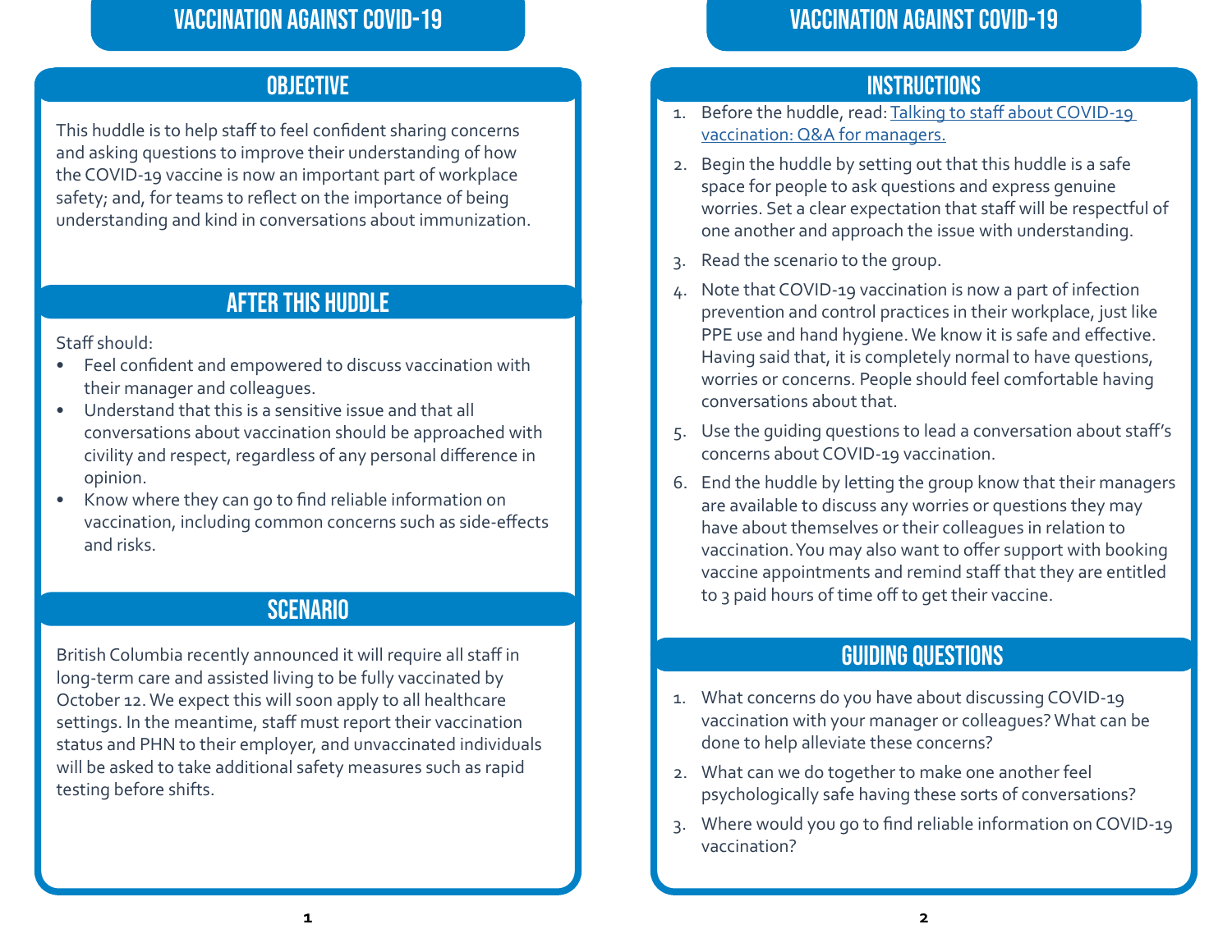# Vaccination Against COVID-19

## Objective

This huddle is to help staff to feel confident sharing concerns and asking questions to improve their understanding of how the COVID-19 vaccine is now an important part of workplace safety; and, for teams to reflect on the importance of being understanding and kind in conversations about immunization.

## After This Huddle

Staff should:

- Feel confident and empowered to discuss vaccination with their manager and colleagues.
- Understand that this is a sensitive issue and that all conversations about vaccination should be approached with civility and respect, regardless of any personal difference in opinion.
- Know where they can go to find reliable information on vaccination, including common concerns such as side-effects and risks.

## Scenario

British Columbia recently announced it will require all staff in long-term care and assisted living to be fully vaccinated by October 12. We expect this will soon apply to all healthcare settings. In the meantime, staff must report their vaccination status and PHN to their employer, and unvaccinated individuals will be asked to take additional safety measures such as rapid testing before shifts.

## Instructions

1. Before the huddle, read: Talking to staff about COVID-19 vaccination: Q&A for managers.
2. Begin the huddle by setting out that this huddle is a safe space for people to ask questions and express genuine worries. Set a clear expectation that staff will be respectful of one another and approach the issue with understanding.
3. Read the scenario to the group.
4. Note that COVID-19 vaccination is now a part of infection prevention and control practices in their workplace, just like PPE use and hand hygiene. We know it is safe and effective. Having said that, it is completely normal to have questions, worries or concerns. People should feel comfortable having conversations about that.
5. Use the guiding questions to lead a conversation about staff's concerns about COVID-19 vaccination.
6. End the huddle by letting the group know that their managers are available to discuss any worries or questions they may have about themselves or their colleagues in relation to vaccination. You may also want to offer support with booking vaccine appointments and remind staff that they are entitled to 3 paid hours of time off to get their vaccine.

## Guiding Questions

1. What concerns do you have about discussing COVID-19 vaccination with your manager or colleagues? What can be done to help alleviate these concerns?
2. What can we do together to make one another feel psychologically safe having these sorts of conversations?
3. Where would you go to find reliable information on COVID-19 vaccination?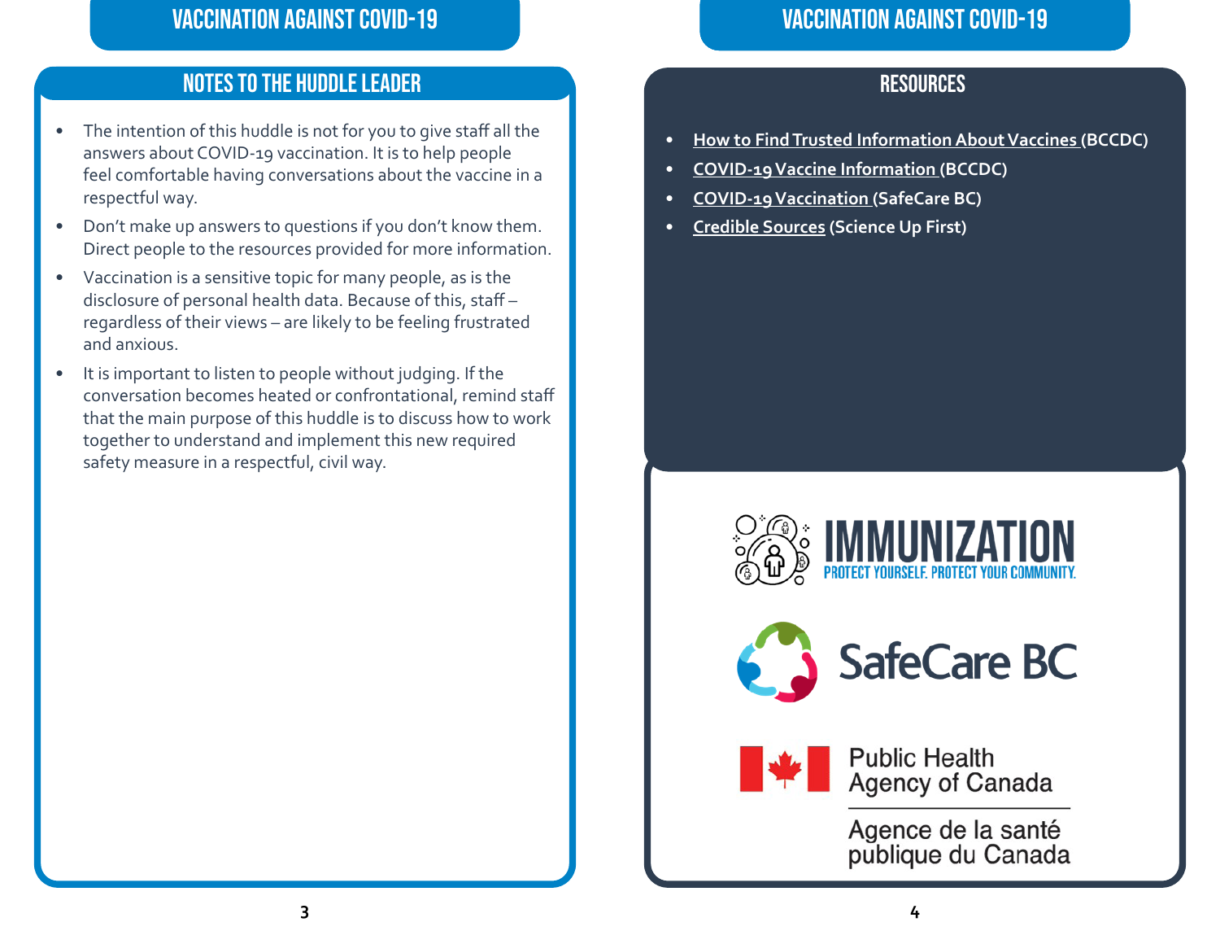# VACCINATION AGAINST COVID-19

## NOTES TO THE HUDDLE LEADER

- The intention of this huddle is not for you to give staff all the answers about COVID-19 vaccination. It is to help people feel comfortable having conversations about the vaccine in a respectful way.
- Don't make up answers to questions if you don't know them. Direct people to the resources provided for more information.
- Vaccination is a sensitive topic for many people, as is the disclosure of personal health data. Because of this, staff – regardless of their views – are likely to be feeling frustrated and anxious.
- It is important to listen to people without judging. If the conversation becomes heated or confrontational, remind staff that the main purpose of this huddle is to discuss how to work together to understand and implement this new required safety measure in a respectful, civil way.

# VACCINATION AGAINST COVID-19

## RESOURCES

- **How to Find Trusted Information About Vaccines (BCCDC)**
- **COVID-19 Vaccine Information (BCCDC)**
- **COVID-19 Vaccination (SafeCare BC)**
- **Credible Sources (Science Up First)**

IMMUNIZATION
PROTECT YOURSELF. PROTECT YOUR COMMUNITY.

SafeCare BC

Public Health Agency of Canada

Agence de la santé publique du Canada